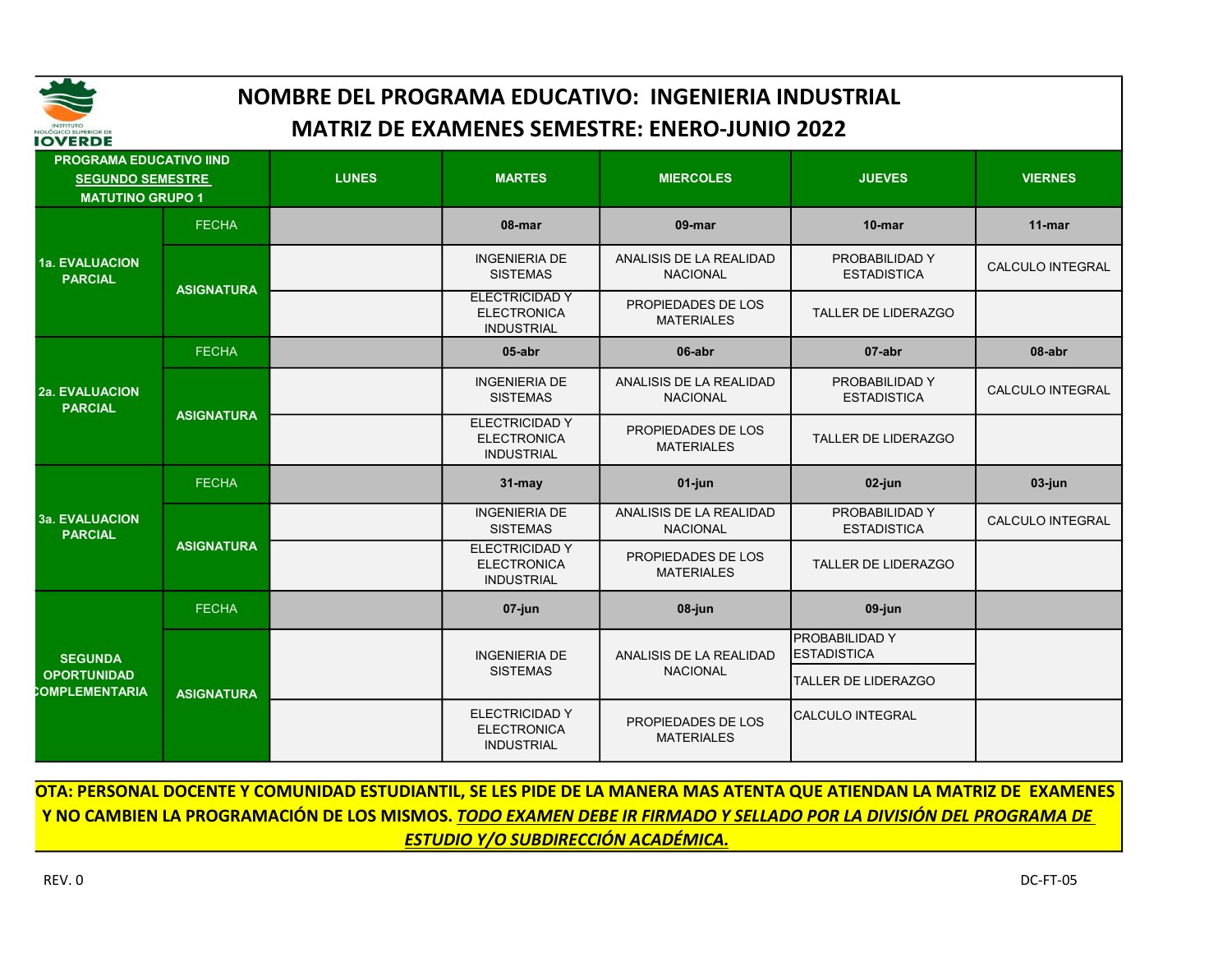# NOMBRE DEL PROGRAMA EDUCATIVO: INGENIERIA INDUSTRIAL

## MATRIZ DE EXAMENES SEMESTRE: ENERO-JUNIO 2022

| PROGRAMA EDUCATIVO IIND **SEGUNDO SEMESTRE** MATUTINO GRUPO 1 | | LUNES | MARTES | MIERCOLES | JUEVES | VIERNES |
|---|---|---|---|---|---|---|
| 1a. EVALUACION PARCIAL | FECHA | | 08-mar | 09-mar | 10-mar | 11-mar |
| | ASIGNATURA | | INGENIERIA DE SISTEMAS | ANALISIS DE LA REALIDAD NACIONAL | PROBABILIDAD Y ESTADISTICA | CALCULO INTEGRAL |
| | | | ELECTRICIDAD Y ELECTRONICA INDUSTRIAL | PROPIEDADES DE LOS MATERIALES | TALLER DE LIDERAZGO | |
| 2a. EVALUACION PARCIAL | FECHA | | 05-abr | 06-abr | 07-abr | 08-abr |
| | ASIGNATURA | | INGENIERIA DE SISTEMAS | ANALISIS DE LA REALIDAD NACIONAL | PROBABILIDAD Y ESTADISTICA | CALCULO INTEGRAL |
| | | | ELECTRICIDAD Y ELECTRONICA INDUSTRIAL | PROPIEDADES DE LOS MATERIALES | TALLER DE LIDERAZGO | |
| 3a. EVALUACION PARCIAL | FECHA | | 31-may | 01-jun | 02-jun | 03-jun |
| | ASIGNATURA | | INGENIERIA DE SISTEMAS | ANALISIS DE LA REALIDAD NACIONAL | PROBABILIDAD Y ESTADISTICA | CALCULO INTEGRAL |
| | | | ELECTRICIDAD Y ELECTRONICA INDUSTRIAL | PROPIEDADES DE LOS MATERIALES | TALLER DE LIDERAZGO | |
| SEGUNDA OPORTUNIDAD COMPLEMENTARIA | FECHA | | 07-jun | 08-jun | 09-jun | |
| | ASIGNATURA | | INGENIERIA DE SISTEMAS | ANALISIS DE LA REALIDAD NACIONAL | PROBABILIDAD Y ESTADISTICA | |
| | | | | | TALLER DE LIDERAZGO | |
| | | | ELECTRICIDAD Y ELECTRONICA INDUSTRIAL | PROPIEDADES DE LOS MATERIALES | CALCULO INTEGRAL | |

**NOTA: PERSONAL DOCENTE Y COMUNIDAD ESTUDIANTIL, SE LES PIDE DE LA MANERA MAS ATENTA QUE ATIENDAN LA MATRIZ DE EXAMENES Y NO CAMBIEN LA PROGRAMACIÓN DE LOS MISMOS. *TODO EXAMEN DEBE IR FIRMADO Y SELLADO POR LA DIVISIÓN DEL PROGRAMA DE ESTUDIO Y/O SUBDIRECCIÓN ACADÉMICA.***

REV. 0 DC-FT-05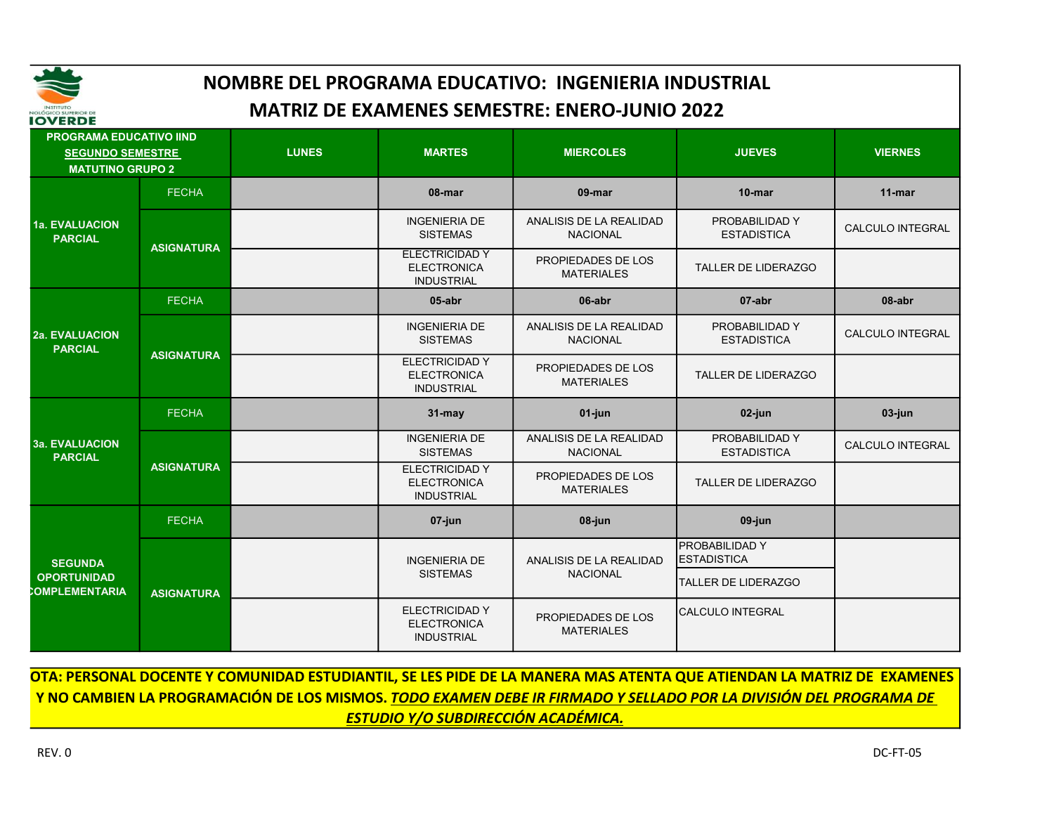INSTITUTO TECNOLÓGICO SUPERIOR DE RIOVERDE

# NOMBRE DEL PROGRAMA EDUCATIVO: INGENIERIA INDUSTRIAL

## MATRIZ DE EXAMENES SEMESTRE: ENERO-JUNIO 2022

| PROGRAMA EDUCATIVO IIND SEGUNDO SEMESTRE MATUTINO GRUPO 2 | | LUNES | MARTES | MIERCOLES | JUEVES | VIERNES |
|---|---|---|---|---|---|---|
| 1a. EVALUACION PARCIAL | FECHA | | 08-mar | 09-mar | 10-mar | 11-mar |
| | ASIGNATURA | | INGENIERIA DE SISTEMAS | ANALISIS DE LA REALIDAD NACIONAL | PROBABILIDAD Y ESTADISTICA | CALCULO INTEGRAL |
| | | | ELECTRICIDAD Y ELECTRONICA INDUSTRIAL | PROPIEDADES DE LOS MATERIALES | TALLER DE LIDERAZGO | |
| 2a. EVALUACION PARCIAL | FECHA | | 05-abr | 06-abr | 07-abr | 08-abr |
| | ASIGNATURA | | INGENIERIA DE SISTEMAS | ANALISIS DE LA REALIDAD NACIONAL | PROBABILIDAD Y ESTADISTICA | CALCULO INTEGRAL |
| | | | ELECTRICIDAD Y ELECTRONICA INDUSTRIAL | PROPIEDADES DE LOS MATERIALES | TALLER DE LIDERAZGO | |
| 3a. EVALUACION PARCIAL | FECHA | | 31-may | 01-jun | 02-jun | 03-jun |
| | ASIGNATURA | | INGENIERIA DE SISTEMAS | ANALISIS DE LA REALIDAD NACIONAL | PROBABILIDAD Y ESTADISTICA | CALCULO INTEGRAL |
| | | | ELECTRICIDAD Y ELECTRONICA INDUSTRIAL | PROPIEDADES DE LOS MATERIALES | TALLER DE LIDERAZGO | |
| SEGUNDA OPORTUNIDAD COMPLEMENTARIA | FECHA | | 07-jun | 08-jun | 09-jun | |
| | ASIGNATURA | | INGENIERIA DE SISTEMAS | ANALISIS DE LA REALIDAD NACIONAL | PROBABILIDAD Y ESTADISTICA / TALLER DE LIDERAZGO | |
| | | | ELECTRICIDAD Y ELECTRONICA INDUSTRIAL | PROPIEDADES DE LOS MATERIALES | CALCULO INTEGRAL | |

**NOTA: PERSONAL DOCENTE Y COMUNIDAD ESTUDIANTIL, SE LES PIDE DE LA MANERA MAS ATENTA QUE ATIENDAN LA MATRIZ DE EXAMENES Y NO CAMBIEN LA PROGRAMACIÓN DE LOS MISMOS. _TODO EXAMEN DEBE IR FIRMADO Y SELLADO POR LA DIVISIÓN DEL PROGRAMA DE ESTUDIO Y/O SUBDIRECCIÓN ACADÉMICA._**

REV. 0

DC-FT-05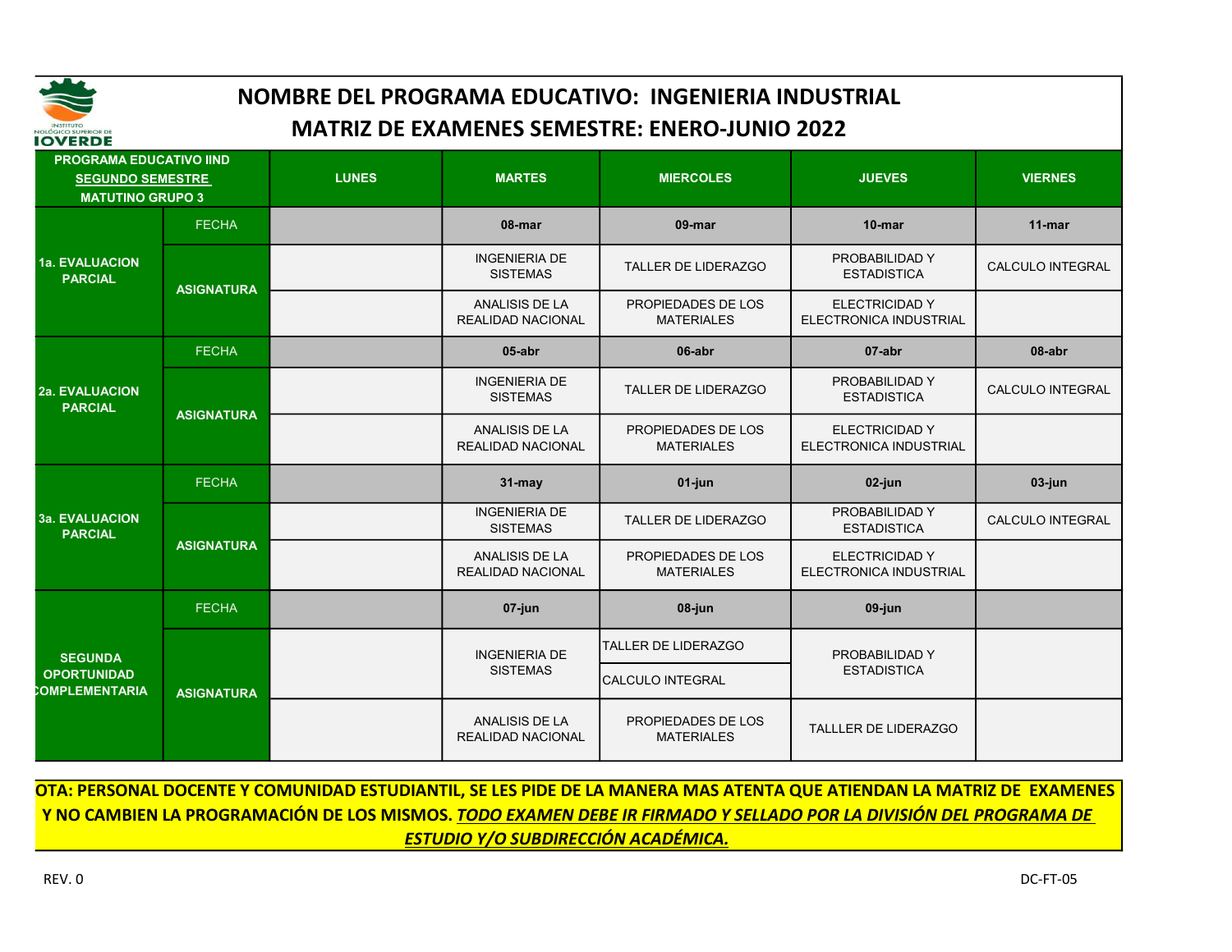# NOMBRE DEL PROGRAMA EDUCATIVO: INGENIERIA INDUSTRIAL

## MATRIZ DE EXAMENES SEMESTRE: ENERO-JUNIO 2022

| PROGRAMA EDUCATIVO IIND SEGUNDO SEMESTRE MATUTINO GRUPO 3 | | LUNES | MARTES | MIERCOLES | JUEVES | VIERNES |
|---|---|---|---|---|---|---|
| 1a. EVALUACION PARCIAL | FECHA | | 08-mar | 09-mar | 10-mar | 11-mar |
| | ASIGNATURA | | INGENIERIA DE SISTEMAS | TALLER DE LIDERAZGO | PROBABILIDAD Y ESTADISTICA | CALCULO INTEGRAL |
| | | | ANALISIS DE LA REALIDAD NACIONAL | PROPIEDADES DE LOS MATERIALES | ELECTRICIDAD Y ELECTRONICA INDUSTRIAL | |
| 2a. EVALUACION PARCIAL | FECHA | | 05-abr | 06-abr | 07-abr | 08-abr |
| | ASIGNATURA | | INGENIERIA DE SISTEMAS | TALLER DE LIDERAZGO | PROBABILIDAD Y ESTADISTICA | CALCULO INTEGRAL |
| | | | ANALISIS DE LA REALIDAD NACIONAL | PROPIEDADES DE LOS MATERIALES | ELECTRICIDAD Y ELECTRONICA INDUSTRIAL | |
| 3a. EVALUACION PARCIAL | FECHA | | 31-may | 01-jun | 02-jun | 03-jun |
| | ASIGNATURA | | INGENIERIA DE SISTEMAS | TALLER DE LIDERAZGO | PROBABILIDAD Y ESTADISTICA | CALCULO INTEGRAL |
| | | | ANALISIS DE LA REALIDAD NACIONAL | PROPIEDADES DE LOS MATERIALES | ELECTRICIDAD Y ELECTRONICA INDUSTRIAL | |
| SEGUNDA OPORTUNIDAD COMPLEMENTARIA | FECHA | | 07-jun | 08-jun | 09-jun | |
| | ASIGNATURA | | INGENIERIA DE SISTEMAS | TALLER DE LIDERAZGO / CALCULO INTEGRAL | PROBABILIDAD Y ESTADISTICA | |
| | | | ANALISIS DE LA REALIDAD NACIONAL | PROPIEDADES DE LOS MATERIALES | TALLLER DE LIDERAZGO | |

**NOTA: PERSONAL DOCENTE Y COMUNIDAD ESTUDIANTIL, SE LES PIDE DE LA MANERA MAS ATENTA QUE ATIENDAN LA MATRIZ DE EXAMENES Y NO CAMBIEN LA PROGRAMACIÓN DE LOS MISMOS. *TODO EXAMEN DEBE IR FIRMADO Y SELLADO POR LA DIVISIÓN DEL PROGRAMA DE ESTUDIO Y/O SUBDIRECCIÓN ACADÉMICA.***

REV. 0

DC-FT-05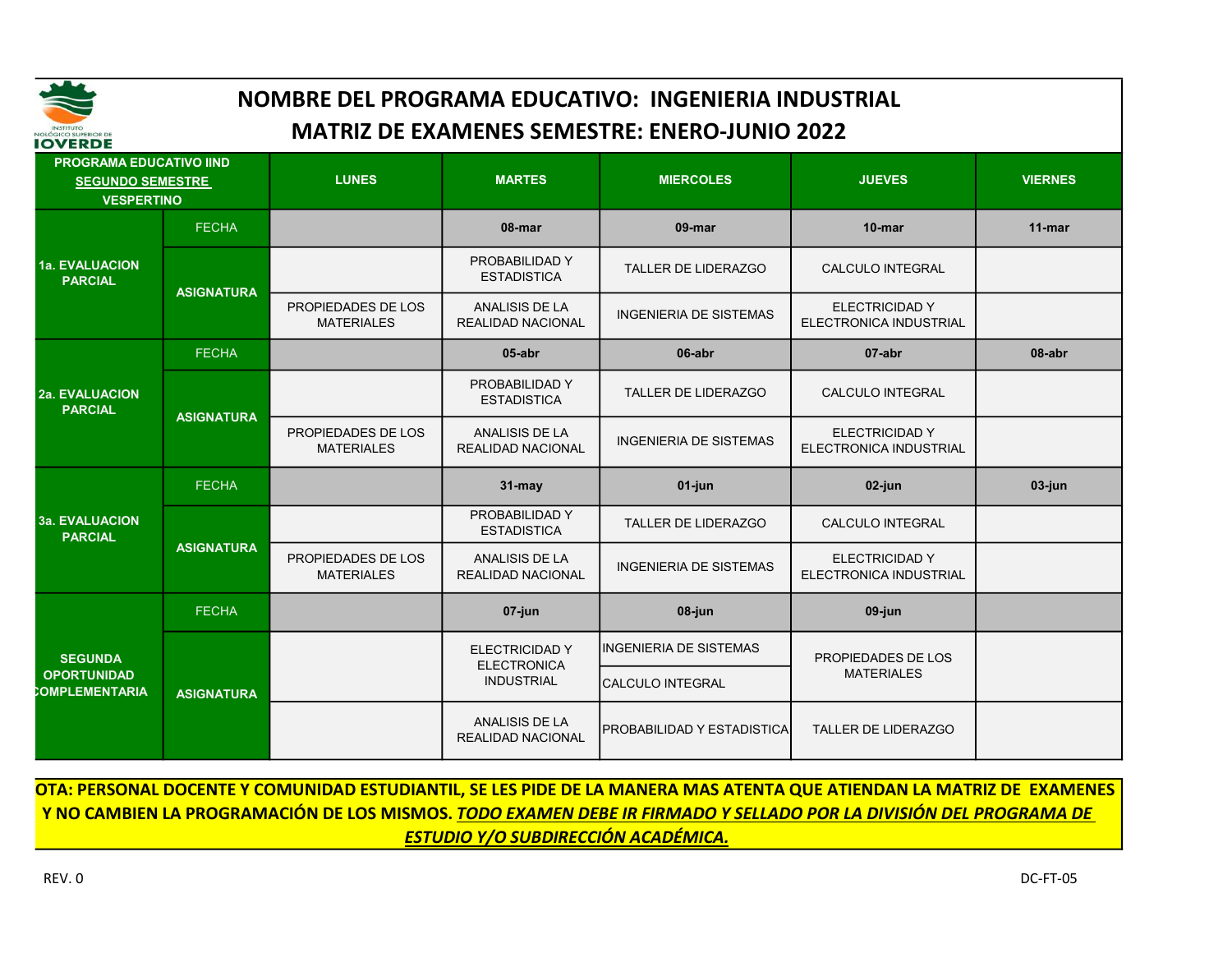# NOMBRE DEL PROGRAMA EDUCATIVO: INGENIERIA INDUSTRIAL

## MATRIZ DE EXAMENES SEMESTRE: ENERO-JUNIO 2022

| PROGRAMA EDUCATIVO IIND SEGUNDO SEMESTRE VESPERTINO | | LUNES | MARTES | MIERCOLES | JUEVES | VIERNES |
|---|---|---|---|---|---|---|
| 1a. EVALUACION PARCIAL | FECHA | | 08-mar | 09-mar | 10-mar | 11-mar |
| | ASIGNATURA | | PROBABILIDAD Y ESTADISTICA | TALLER DE LIDERAZGO | CALCULO INTEGRAL | |
| | | PROPIEDADES DE LOS MATERIALES | ANALISIS DE LA REALIDAD NACIONAL | INGENIERIA DE SISTEMAS | ELECTRICIDAD Y ELECTRONICA INDUSTRIAL | |
| 2a. EVALUACION PARCIAL | FECHA | | 05-abr | 06-abr | 07-abr | 08-abr |
| | ASIGNATURA | | PROBABILIDAD Y ESTADISTICA | TALLER DE LIDERAZGO | CALCULO INTEGRAL | |
| | | PROPIEDADES DE LOS MATERIALES | ANALISIS DE LA REALIDAD NACIONAL | INGENIERIA DE SISTEMAS | ELECTRICIDAD Y ELECTRONICA INDUSTRIAL | |
| 3a. EVALUACION PARCIAL | FECHA | | 31-may | 01-jun | 02-jun | 03-jun |
| | ASIGNATURA | | PROBABILIDAD Y ESTADISTICA | TALLER DE LIDERAZGO | CALCULO INTEGRAL | |
| | | PROPIEDADES DE LOS MATERIALES | ANALISIS DE LA REALIDAD NACIONAL | INGENIERIA DE SISTEMAS | ELECTRICIDAD Y ELECTRONICA INDUSTRIAL | |
| SEGUNDA OPORTUNIDAD COMPLEMENTARIA | FECHA | | 07-jun | 08-jun | 09-jun | |
| | ASIGNATURA | | ELECTRICIDAD Y ELECTRONICA INDUSTRIAL | INGENIERIA DE SISTEMAS | PROPIEDADES DE LOS MATERIALES | |
| | | | | CALCULO INTEGRAL | | |
| | | | ANALISIS DE LA REALIDAD NACIONAL | PROBABILIDAD Y ESTADISTICA | TALLER DE LIDERAZGO | |

**NOTA: PERSONAL DOCENTE Y COMUNIDAD ESTUDIANTIL, SE LES PIDE DE LA MANERA MAS ATENTA QUE ATIENDAN LA MATRIZ DE EXAMENES Y NO CAMBIEN LA PROGRAMACIÓN DE LOS MISMOS. *TODO EXAMEN DEBE IR FIRMADO Y SELLADO POR LA DIVISIÓN DEL PROGRAMA DE ESTUDIO Y/O SUBDIRECCIÓN ACADÉMICA.***

REV. 0 DC-FT-05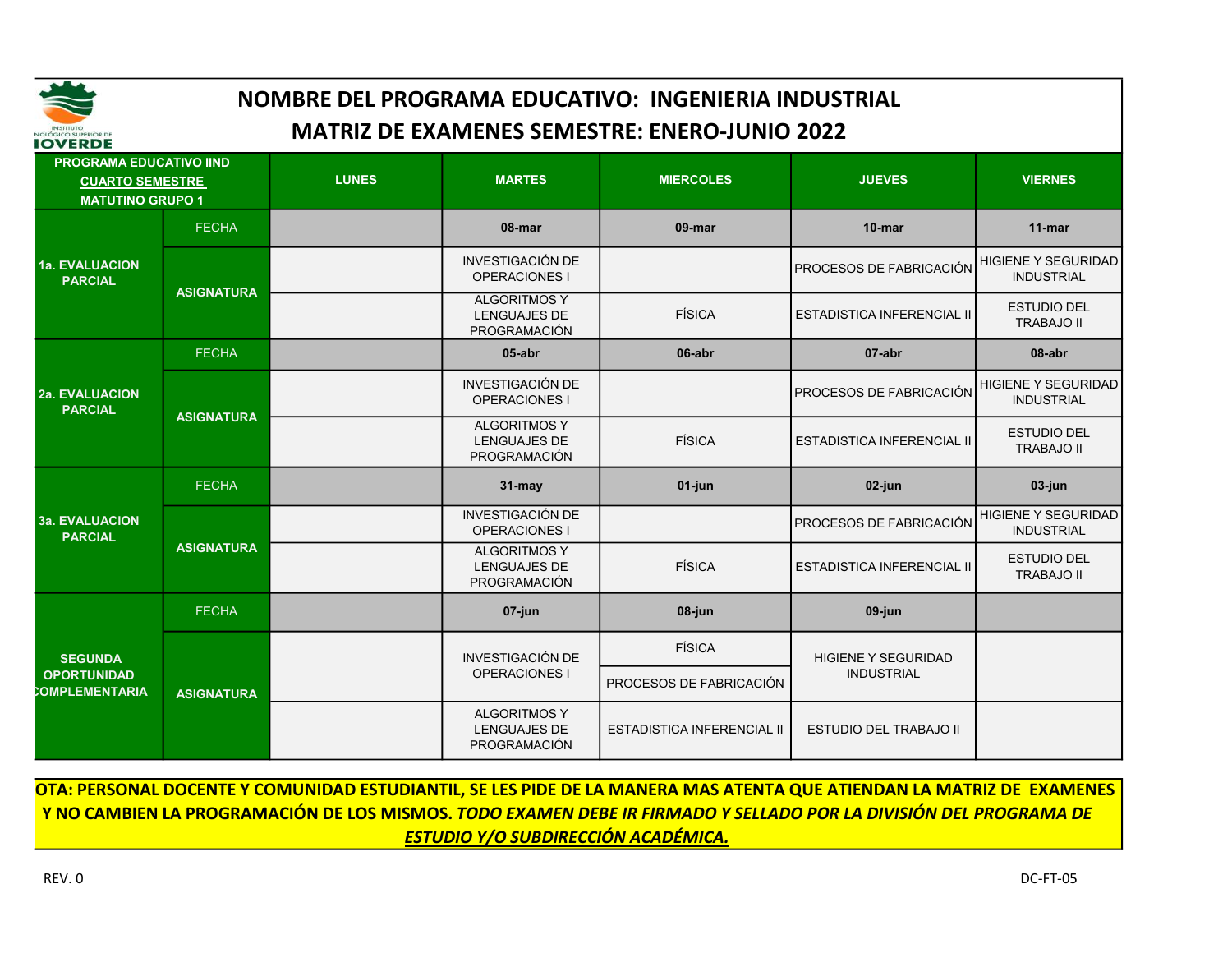# NOMBRE DEL PROGRAMA EDUCATIVO: INGENIERIA INDUSTRIAL

## MATRIZ DE EXAMENES SEMESTRE: ENERO-JUNIO 2022

| PROGRAMA EDUCATIVO IIND<br>CUARTO SEMESTRE<br>MATUTINO GRUPO 1 | | LUNES | MARTES | MIERCOLES | JUEVES | VIERNES |
|---|---|---|---|---|---|---|
| 1a. EVALUACION PARCIAL | FECHA | | 08-mar | 09-mar | 10-mar | 11-mar |
| | ASIGNATURA | | INVESTIGACIÓN DE OPERACIONES I | | PROCESOS DE FABRICACIÓN | HIGIENE Y SEGURIDAD INDUSTRIAL |
| | | | ALGORITMOS Y LENGUAJES DE PROGRAMACIÓN | FÍSICA | ESTADISTICA INFERENCIAL II | ESTUDIO DEL TRABAJO II |
| 2a. EVALUACION PARCIAL | FECHA | | 05-abr | 06-abr | 07-abr | 08-abr |
| | ASIGNATURA | | INVESTIGACIÓN DE OPERACIONES I | | PROCESOS DE FABRICACIÓN | HIGIENE Y SEGURIDAD INDUSTRIAL |
| | | | ALGORITMOS Y LENGUAJES DE PROGRAMACIÓN | FÍSICA | ESTADISTICA INFERENCIAL II | ESTUDIO DEL TRABAJO II |
| 3a. EVALUACION PARCIAL | FECHA | | 31-may | 01-jun | 02-jun | 03-jun |
| | ASIGNATURA | | INVESTIGACIÓN DE OPERACIONES I | | PROCESOS DE FABRICACIÓN | HIGIENE Y SEGURIDAD INDUSTRIAL |
| | | | ALGORITMOS Y LENGUAJES DE PROGRAMACIÓN | FÍSICA | ESTADISTICA INFERENCIAL II | ESTUDIO DEL TRABAJO II |
| SEGUNDA OPORTUNIDAD COMPLEMENTARIA | FECHA | | 07-jun | 08-jun | 09-jun | |
| | ASIGNATURA | | INVESTIGACIÓN DE OPERACIONES I | FÍSICA<br>PROCESOS DE FABRICACIÓN | HIGIENE Y SEGURIDAD INDUSTRIAL | |
| | | | ALGORITMOS Y LENGUAJES DE PROGRAMACIÓN | ESTADISTICA INFERENCIAL II | ESTUDIO DEL TRABAJO II | |

**OTA: PERSONAL DOCENTE Y COMUNIDAD ESTUDIANTIL, SE LES PIDE DE LA MANERA MAS ATENTA QUE ATIENDAN LA MATRIZ DE EXAMENES Y NO CAMBIEN LA PROGRAMACIÓN DE LOS MISMOS. _TODO EXAMEN DEBE IR FIRMADO Y SELLADO POR LA DIVISIÓN DEL PROGRAMA DE ESTUDIO Y/O SUBDIRECCIÓN ACADÉMICA._**

REV. 0

DC-FT-05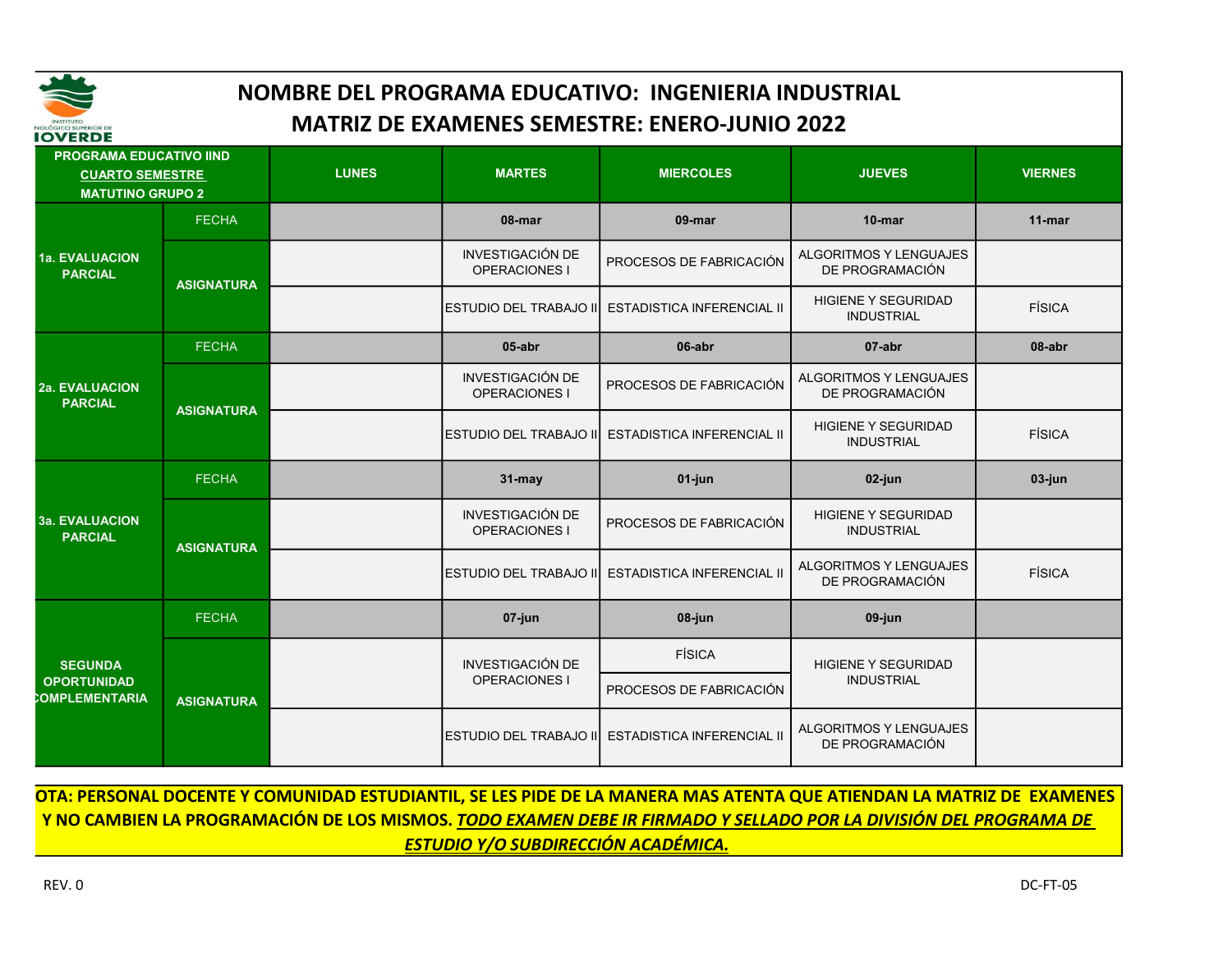# NOMBRE DEL PROGRAMA EDUCATIVO: INGENIERIA INDUSTRIAL
## MATRIZ DE EXAMENES SEMESTRE: ENERO-JUNIO 2022

| PROGRAMA EDUCATIVO IIND <u>CUARTO SEMESTRE</u> MATUTINO GRUPO 2 | | LUNES | MARTES | MIERCOLES | JUEVES | VIERNES |
|---|---|---|---|---|---|---|
| **1a. EVALUACION PARCIAL** | FECHA | | **08-mar** | **09-mar** | **10-mar** | **11-mar** |
| | **ASIGNATURA** | | INVESTIGACIÓN DE OPERACIONES I | PROCESOS DE FABRICACIÓN | ALGORITMOS Y LENGUAJES DE PROGRAMACIÓN | |
| | | | ESTUDIO DEL TRABAJO II | ESTADISTICA INFERENCIAL II | HIGIENE Y SEGURIDAD INDUSTRIAL | FÍSICA |
| **2a. EVALUACION PARCIAL** | FECHA | | **05-abr** | **06-abr** | **07-abr** | **08-abr** |
| | **ASIGNATURA** | | INVESTIGACIÓN DE OPERACIONES I | PROCESOS DE FABRICACIÓN | ALGORITMOS Y LENGUAJES DE PROGRAMACIÓN | |
| | | | ESTUDIO DEL TRABAJO II | ESTADISTICA INFERENCIAL II | HIGIENE Y SEGURIDAD INDUSTRIAL | FÍSICA |
| **3a. EVALUACION PARCIAL** | FECHA | | **31-may** | **01-jun** | **02-jun** | **03-jun** |
| | **ASIGNATURA** | | INVESTIGACIÓN DE OPERACIONES I | PROCESOS DE FABRICACIÓN | HIGIENE Y SEGURIDAD INDUSTRIAL | |
| | | | ESTUDIO DEL TRABAJO II | ESTADISTICA INFERENCIAL II | ALGORITMOS Y LENGUAJES DE PROGRAMACIÓN | FÍSICA |
| **SEGUNDA OPORTUNIDAD COMPLEMENTARIA** | FECHA | | **07-jun** | **08-jun** | **09-jun** | |
| | **ASIGNATURA** | | INVESTIGACIÓN DE OPERACIONES I | FÍSICA | HIGIENE Y SEGURIDAD INDUSTRIAL | |
| | | | | PROCESOS DE FABRICACIÓN | | |
| | | | ESTUDIO DEL TRABAJO II | ESTADISTICA INFERENCIAL II | ALGORITMOS Y LENGUAJES DE PROGRAMACIÓN | |

**OTA: PERSONAL DOCENTE Y COMUNIDAD ESTUDIANTIL, SE LES PIDE DE LA MANERA MAS ATENTA QUE ATIENDAN LA MATRIZ DE EXAMENES Y NO CAMBIEN LA PROGRAMACIÓN DE LOS MISMOS. *<u>TODO EXAMEN DEBE IR FIRMADO Y SELLADO POR LA DIVISIÓN DEL PROGRAMA DE ESTUDIO Y/O SUBDIRECCIÓN ACADÉMICA.</u>***

REV. 0

DC-FT-05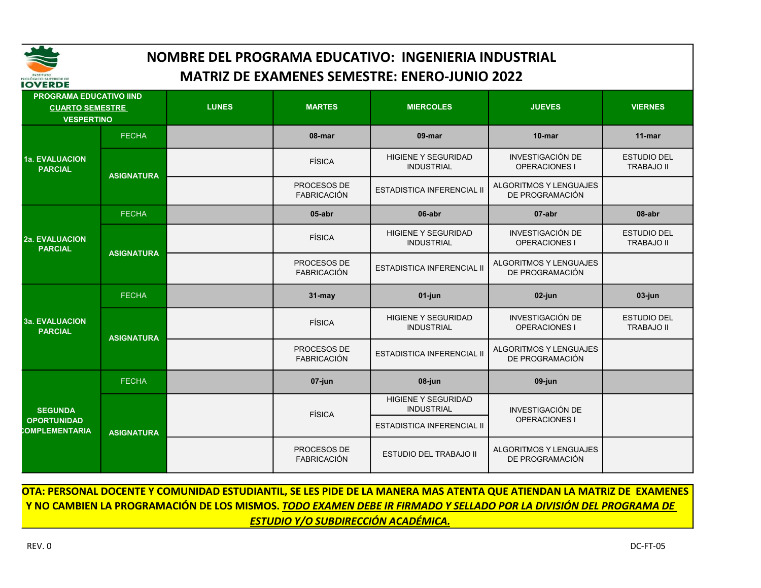# NOMBRE DEL PROGRAMA EDUCATIVO: INGENIERIA INDUSTRIAL

# MATRIZ DE EXAMENES SEMESTRE: ENERO-JUNIO 2022

| PROGRAMA EDUCATIVO IIND CUARTO SEMESTRE VESPERTINO | | LUNES | MARTES | MIERCOLES | JUEVES | VIERNES |
|---|---|---|---|---|---|---|
| 1a. EVALUACION PARCIAL | FECHA | | 08-mar | 09-mar | 10-mar | 11-mar |
| | ASIGNATURA | | FÍSICA | HIGIENE Y SEGURIDAD INDUSTRIAL | INVESTIGACIÓN DE OPERACIONES I | ESTUDIO DEL TRABAJO II |
| | | | PROCESOS DE FABRICACIÓN | ESTADISTICA INFERENCIAL II | ALGORITMOS Y LENGUAJES DE PROGRAMACIÓN | |
| 2a. EVALUACION PARCIAL | FECHA | | 05-abr | 06-abr | 07-abr | 08-abr |
| | ASIGNATURA | | FÍSICA | HIGIENE Y SEGURIDAD INDUSTRIAL | INVESTIGACIÓN DE OPERACIONES I | ESTUDIO DEL TRABAJO II |
| | | | PROCESOS DE FABRICACIÓN | ESTADISTICA INFERENCIAL II | ALGORITMOS Y LENGUAJES DE PROGRAMACIÓN | |
| 3a. EVALUACION PARCIAL | FECHA | | 31-may | 01-jun | 02-jun | 03-jun |
| | ASIGNATURA | | FÍSICA | HIGIENE Y SEGURIDAD INDUSTRIAL | INVESTIGACIÓN DE OPERACIONES I | ESTUDIO DEL TRABAJO II |
| | | | PROCESOS DE FABRICACIÓN | ESTADISTICA INFERENCIAL II | ALGORITMOS Y LENGUAJES DE PROGRAMACIÓN | |
| SEGUNDA OPORTUNIDAD COMPLEMENTARIA | FECHA | | 07-jun | 08-jun | 09-jun | |
| | ASIGNATURA | | FÍSICA | HIGIENE Y SEGURIDAD INDUSTRIAL | INVESTIGACIÓN DE OPERACIONES I | |
| | | | | ESTADISTICA INFERENCIAL II | | |
| | | | PROCESOS DE FABRICACIÓN | ESTUDIO DEL TRABAJO II | ALGORITMOS Y LENGUAJES DE PROGRAMACIÓN | |

**NOTA: PERSONAL DOCENTE Y COMUNIDAD ESTUDIANTIL, SE LES PIDE DE LA MANERA MAS ATENTA QUE ATIENDAN LA MATRIZ DE EXAMENES Y NO CAMBIEN LA PROGRAMACIÓN DE LOS MISMOS. *TODO EXAMEN DEBE IR FIRMADO Y SELLADO POR LA DIVISIÓN DEL PROGRAMA DE ESTUDIO Y/O SUBDIRECCIÓN ACADÉMICA.***

REV. 0

DC-FT-05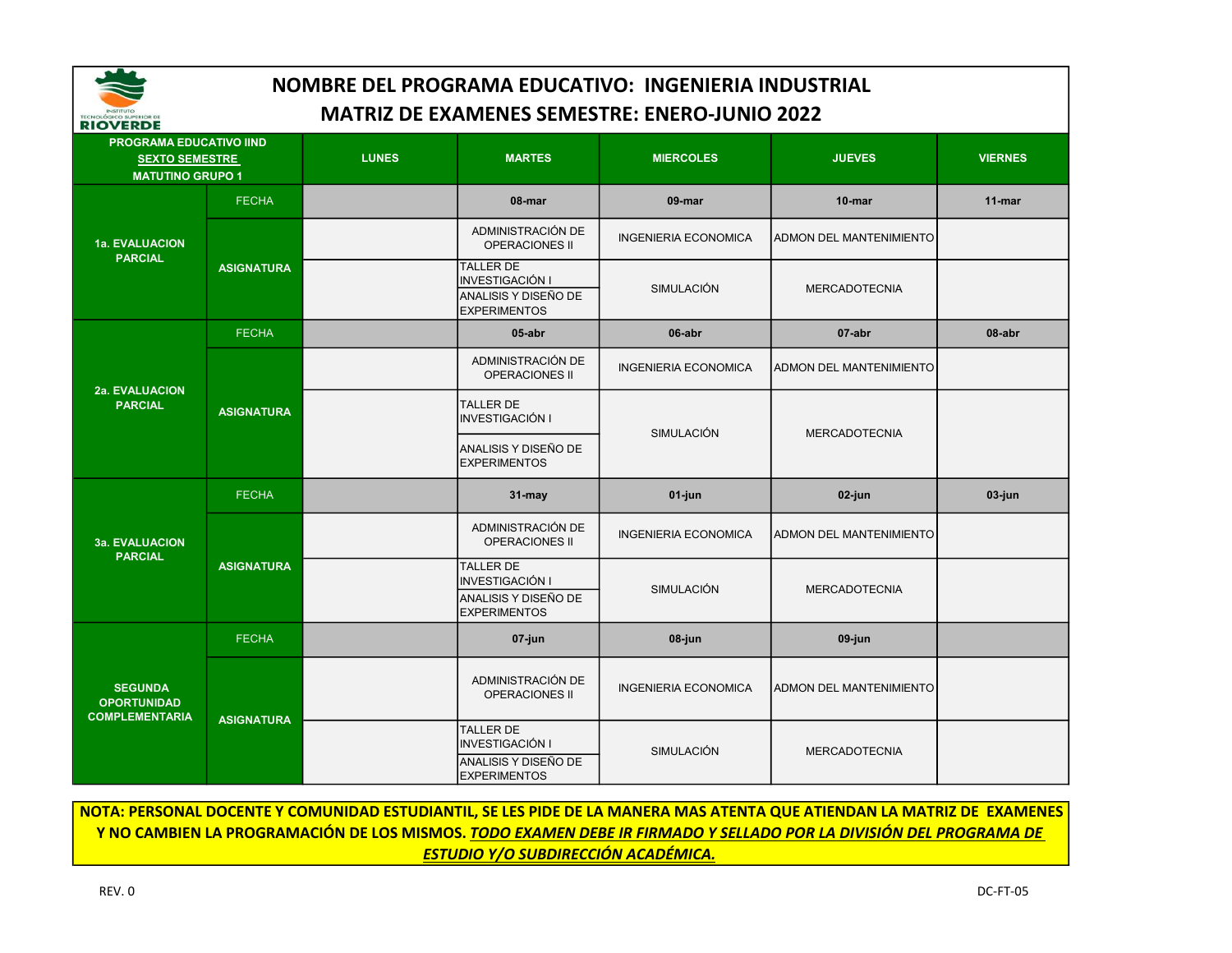# NOMBRE DEL PROGRAMA EDUCATIVO: INGENIERIA INDUSTRIAL

## MATRIZ DE EXAMENES SEMESTRE: ENERO-JUNIO 2022

| PROGRAMA EDUCATIVO IIND SEXTO SEMESTRE MATUTINO GRUPO 1 | | LUNES | MARTES | MIERCOLES | JUEVES | VIERNES |
|---|---|---|---|---|---|---|
| 1a. EVALUACION PARCIAL | FECHA | | 08-mar | 09-mar | 10-mar | 11-mar |
| | ASIGNATURA | | ADMINISTRACIÓN DE OPERACIONES II | INGENIERIA ECONOMICA | ADMON DEL MANTENIMIENTO | |
| | | | TALLER DE INVESTIGACIÓN I / ANALISIS Y DISEÑO DE EXPERIMENTOS | SIMULACIÓN | MERCADOTECNIA | |
| 2a. EVALUACION PARCIAL | FECHA | | 05-abr | 06-abr | 07-abr | 08-abr |
| | ASIGNATURA | | ADMINISTRACIÓN DE OPERACIONES II | INGENIERIA ECONOMICA | ADMON DEL MANTENIMIENTO | |
| | | | TALLER DE INVESTIGACIÓN I / ANALISIS Y DISEÑO DE EXPERIMENTOS | SIMULACIÓN | MERCADOTECNIA | |
| 3a. EVALUACION PARCIAL | FECHA | | 31-may | 01-jun | 02-jun | 03-jun |
| | ASIGNATURA | | ADMINISTRACIÓN DE OPERACIONES II | INGENIERIA ECONOMICA | ADMON DEL MANTENIMIENTO | |
| | | | TALLER DE INVESTIGACIÓN I / ANALISIS Y DISEÑO DE EXPERIMENTOS | SIMULACIÓN | MERCADOTECNIA | |
| SEGUNDA OPORTUNIDAD COMPLEMENTARIA | FECHA | | 07-jun | 08-jun | 09-jun | |
| | ASIGNATURA | | ADMINISTRACIÓN DE OPERACIONES II | INGENIERIA ECONOMICA | ADMON DEL MANTENIMIENTO | |
| | | | TALLER DE INVESTIGACIÓN I / ANALISIS Y DISEÑO DE EXPERIMENTOS | SIMULACIÓN | MERCADOTECNIA | |

**NOTA: PERSONAL DOCENTE Y COMUNIDAD ESTUDIANTIL, SE LES PIDE DE LA MANERA MAS ATENTA QUE ATIENDAN LA MATRIZ DE EXAMENES Y NO CAMBIEN LA PROGRAMACIÓN DE LOS MISMOS. *TODO EXAMEN DEBE IR FIRMADO Y SELLADO POR LA DIVISIÓN DEL PROGRAMA DE ESTUDIO Y/O SUBDIRECCIÓN ACADÉMICA.***

REV. 0 DC-FT-05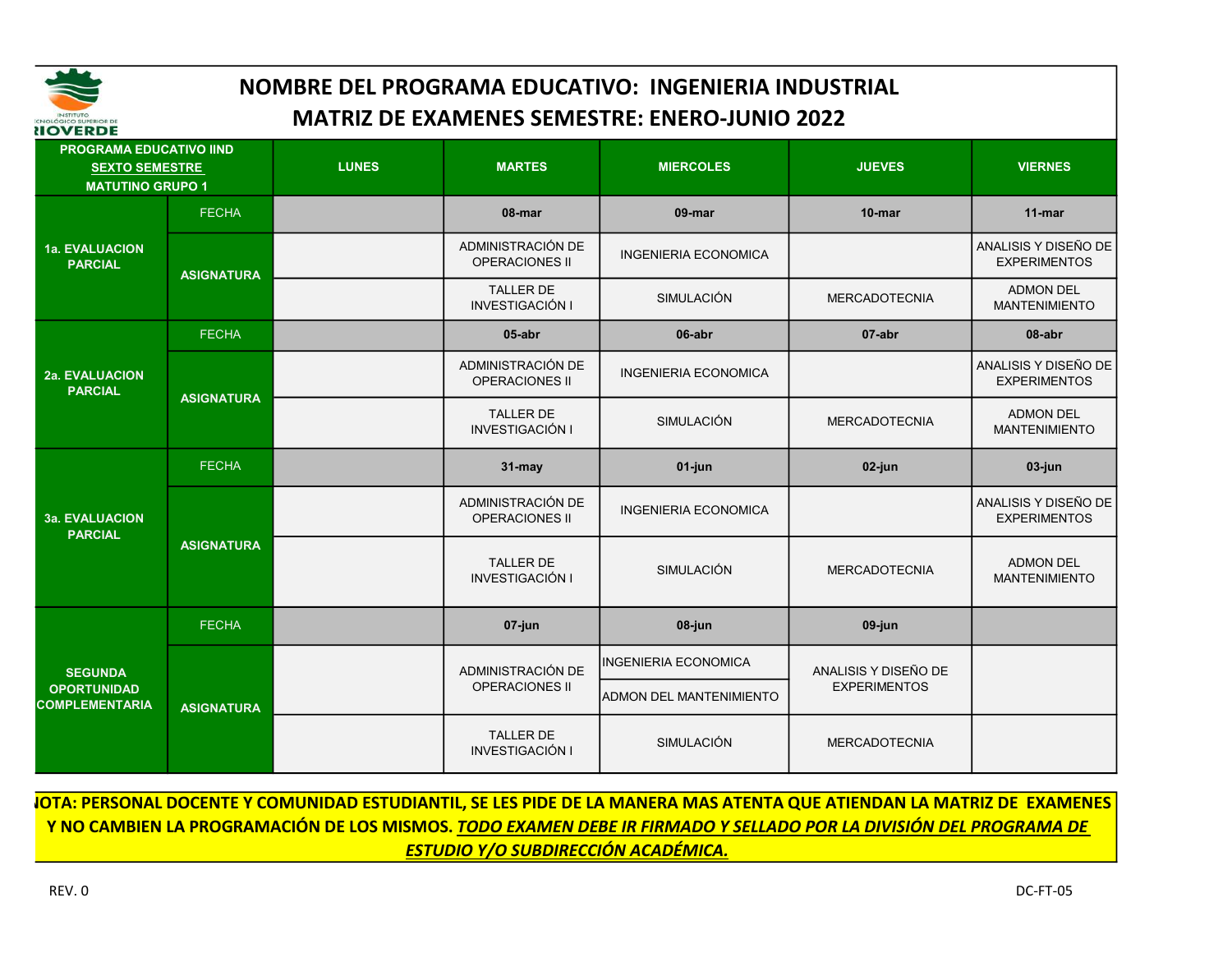# NOMBRE DEL PROGRAMA EDUCATIVO: INGENIERIA INDUSTRIAL

## MATRIZ DE EXAMENES SEMESTRE: ENERO-JUNIO 2022

| PROGRAMA EDUCATIVO IIND SEXTO SEMESTRE MATUTINO GRUPO 1 | | LUNES | MARTES | MIERCOLES | JUEVES | VIERNES |
|---|---|---|---|---|---|---|
| 1a. EVALUACION PARCIAL | FECHA | | 08-mar | 09-mar | 10-mar | 11-mar |
| | ASIGNATURA | | ADMINISTRACIÓN DE OPERACIONES II | INGENIERIA ECONOMICA | | ANALISIS Y DISEÑO DE EXPERIMENTOS |
| | | | TALLER DE INVESTIGACIÓN I | SIMULACIÓN | MERCADOTECNIA | ADMON DEL MANTENIMIENTO |
| 2a. EVALUACION PARCIAL | FECHA | | 05-abr | 06-abr | 07-abr | 08-abr |
| | ASIGNATURA | | ADMINISTRACIÓN DE OPERACIONES II | INGENIERIA ECONOMICA | | ANALISIS Y DISEÑO DE EXPERIMENTOS |
| | | | TALLER DE INVESTIGACIÓN I | SIMULACIÓN | MERCADOTECNIA | ADMON DEL MANTENIMIENTO |
| 3a. EVALUACION PARCIAL | FECHA | | 31-may | 01-jun | 02-jun | 03-jun |
| | ASIGNATURA | | ADMINISTRACIÓN DE OPERACIONES II | INGENIERIA ECONOMICA | | ANALISIS Y DISEÑO DE EXPERIMENTOS |
| | | | TALLER DE INVESTIGACIÓN I | SIMULACIÓN | MERCADOTECNIA | ADMON DEL MANTENIMIENTO |
| SEGUNDA OPORTUNIDAD COMPLEMENTARIA | FECHA | | 07-jun | 08-jun | 09-jun | |
| | ASIGNATURA | | ADMINISTRACIÓN DE OPERACIONES II | INGENIERIA ECONOMICA / ADMON DEL MANTENIMIENTO | ANALISIS Y DISEÑO DE EXPERIMENTOS | |
| | | | TALLER DE INVESTIGACIÓN I | SIMULACIÓN | MERCADOTECNIA | |

**NOTA: PERSONAL DOCENTE Y COMUNIDAD ESTUDIANTIL, SE LES PIDE DE LA MANERA MAS ATENTA QUE ATIENDAN LA MATRIZ DE EXAMENES Y NO CAMBIEN LA PROGRAMACIÓN DE LOS MISMOS. *TODO EXAMEN DEBE IR FIRMADO Y SELLADO POR LA DIVISIÓN DEL PROGRAMA DE ESTUDIO Y/O SUBDIRECCIÓN ACADÉMICA.***

REV. 0 DC-FT-05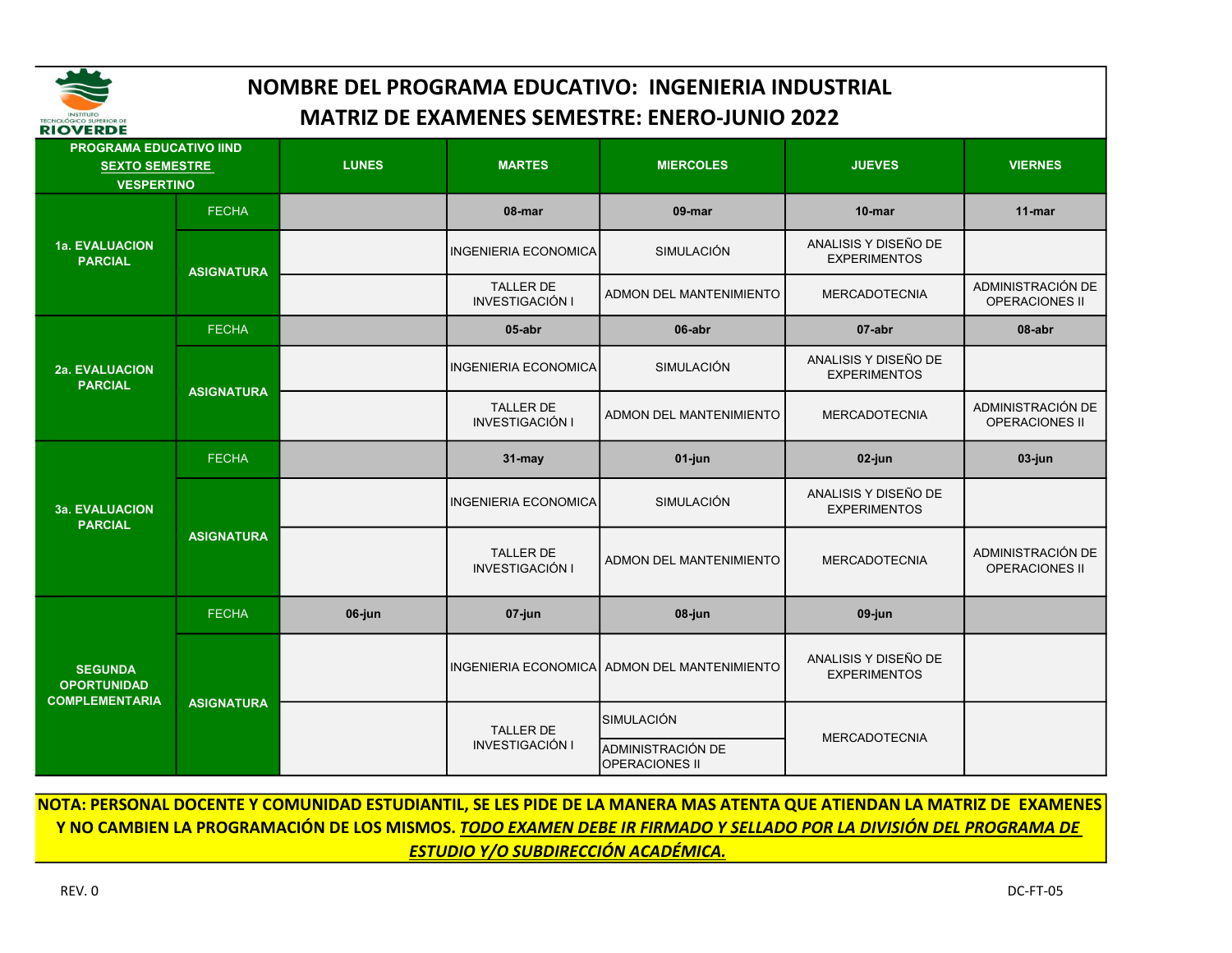# NOMBRE DEL PROGRAMA EDUCATIVO: INGENIERIA INDUSTRIAL
## MATRIZ DE EXAMENES SEMESTRE: ENERO-JUNIO 2022

| PROGRAMA EDUCATIVO IIND SEXTO SEMESTRE VESPERTINO | | LUNES | MARTES | MIERCOLES | JUEVES | VIERNES |
|---|---|---|---|---|---|---|
| 1a. EVALUACION PARCIAL | FECHA | | 08-mar | 09-mar | 10-mar | 11-mar |
| | ASIGNATURA | | INGENIERIA ECONOMICA | SIMULACIÓN | ANALISIS Y DISEÑO DE EXPERIMENTOS | |
| | | | TALLER DE INVESTIGACIÓN I | ADMON DEL MANTENIMIENTO | MERCADOTECNIA | ADMINISTRACIÓN DE OPERACIONES II |
| 2a. EVALUACION PARCIAL | FECHA | | 05-abr | 06-abr | 07-abr | 08-abr |
| | ASIGNATURA | | INGENIERIA ECONOMICA | SIMULACIÓN | ANALISIS Y DISEÑO DE EXPERIMENTOS | |
| | | | TALLER DE INVESTIGACIÓN I | ADMON DEL MANTENIMIENTO | MERCADOTECNIA | ADMINISTRACIÓN DE OPERACIONES II |
| 3a. EVALUACION PARCIAL | FECHA | | 31-may | 01-jun | 02-jun | 03-jun |
| | ASIGNATURA | | INGENIERIA ECONOMICA | SIMULACIÓN | ANALISIS Y DISEÑO DE EXPERIMENTOS | |
| | | | TALLER DE INVESTIGACIÓN I | ADMON DEL MANTENIMIENTO | MERCADOTECNIA | ADMINISTRACIÓN DE OPERACIONES II |
| SEGUNDA OPORTUNIDAD COMPLEMENTARIA | FECHA | 06-jun | 07-jun | 08-jun | 09-jun | |
| | ASIGNATURA | | INGENIERIA ECONOMICA | ADMON DEL MANTENIMIENTO | ANALISIS Y DISEÑO DE EXPERIMENTOS | |
| | | | TALLER DE INVESTIGACIÓN I | SIMULACIÓN / ADMINISTRACIÓN DE OPERACIONES II | MERCADOTECNIA | |

**NOTA: PERSONAL DOCENTE Y COMUNIDAD ESTUDIANTIL, SE LES PIDE DE LA MANERA MAS ATENTA QUE ATIENDAN LA MATRIZ DE EXAMENES Y NO CAMBIEN LA PROGRAMACIÓN DE LOS MISMOS. _TODO EXAMEN DEBE IR FIRMADO Y SELLADO POR LA DIVISIÓN DEL PROGRAMA DE ESTUDIO Y/O SUBDIRECCIÓN ACADÉMICA._**

REV. 0 DC-FT-05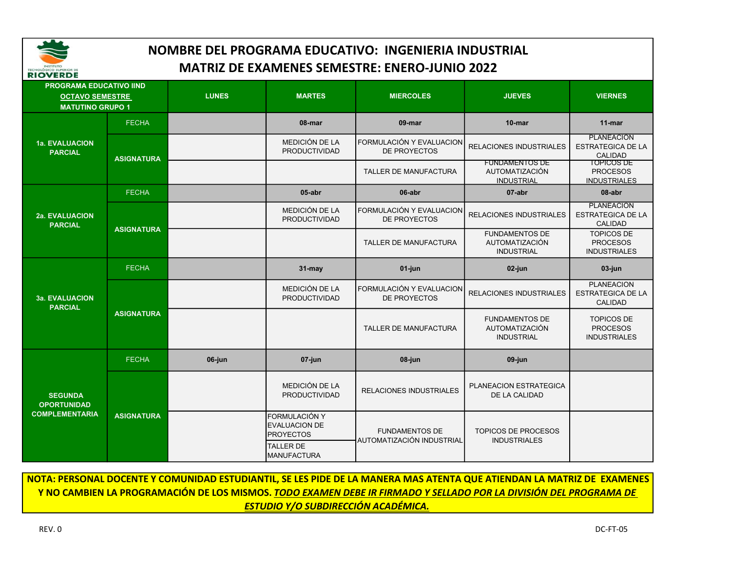# NOMBRE DEL PROGRAMA EDUCATIVO: INGENIERIA INDUSTRIAL

## MATRIZ DE EXAMENES SEMESTRE: ENERO-JUNIO 2022

| PROGRAMA EDUCATIVO IIND OCTAVO SEMESTRE MATUTINO GRUPO 1 | | LUNES | MARTES | MIERCOLES | JUEVES | VIERNES |
|---|---|---|---|---|---|---|
| 1a. EVALUACION PARCIAL | FECHA | | 08-mar | 09-mar | 10-mar | 11-mar |
| | ASIGNATURA | | MEDICIÓN DE LA PRODUCTIVIDAD | FORMULACIÓN Y EVALUACION DE PROYECTOS | RELACIONES INDUSTRIALES | PLANEACION ESTRATEGICA DE LA CALIDAD |
| | | | | TALLER DE MANUFACTURA | FUNDAMENTOS DE AUTOMATIZACIÓN INDUSTRIAL | TOPICOS DE PROCESOS INDUSTRIALES |
| 2a. EVALUACION PARCIAL | FECHA | | 05-abr | 06-abr | 07-abr | 08-abr |
| | ASIGNATURA | | MEDICIÓN DE LA PRODUCTIVIDAD | FORMULACIÓN Y EVALUACION DE PROYECTOS | RELACIONES INDUSTRIALES | PLANEACION ESTRATEGICA DE LA CALIDAD |
| | | | | TALLER DE MANUFACTURA | FUNDAMENTOS DE AUTOMATIZACIÓN INDUSTRIAL | TOPICOS DE PROCESOS INDUSTRIALES |
| 3a. EVALUACION PARCIAL | FECHA | | 31-may | 01-jun | 02-jun | 03-jun |
| | ASIGNATURA | | MEDICIÓN DE LA PRODUCTIVIDAD | FORMULACIÓN Y EVALUACION DE PROYECTOS | RELACIONES INDUSTRIALES | PLANEACION ESTRATEGICA DE LA CALIDAD |
| | | | | TALLER DE MANUFACTURA | FUNDAMENTOS DE AUTOMATIZACIÓN INDUSTRIAL | TOPICOS DE PROCESOS INDUSTRIALES |
| SEGUNDA OPORTUNIDAD COMPLEMENTARIA | FECHA | 06-jun | 07-jun | 08-jun | 09-jun | |
| | ASIGNATURA | | MEDICIÓN DE LA PRODUCTIVIDAD | RELACIONES INDUSTRIALES | PLANEACION ESTRATEGICA DE LA CALIDAD | |
| | | | FORMULACIÓN Y EVALUACION DE PROYECTOS | FUNDAMENTOS DE AUTOMATIZACIÓN INDUSTRIAL | TOPICOS DE PROCESOS INDUSTRIALES | |
| | | | TALLER DE MANUFACTURA | | | |

**NOTA: PERSONAL DOCENTE Y COMUNIDAD ESTUDIANTIL, SE LES PIDE DE LA MANERA MAS ATENTA QUE ATIENDAN LA MATRIZ DE EXAMENES Y NO CAMBIEN LA PROGRAMACIÓN DE LOS MISMOS. *TODO EXAMEN DEBE IR FIRMADO Y SELLADO POR LA DIVISIÓN DEL PROGRAMA DE ESTUDIO Y/O SUBDIRECCIÓN ACADÉMICA.***

REV. 0

DC-FT-05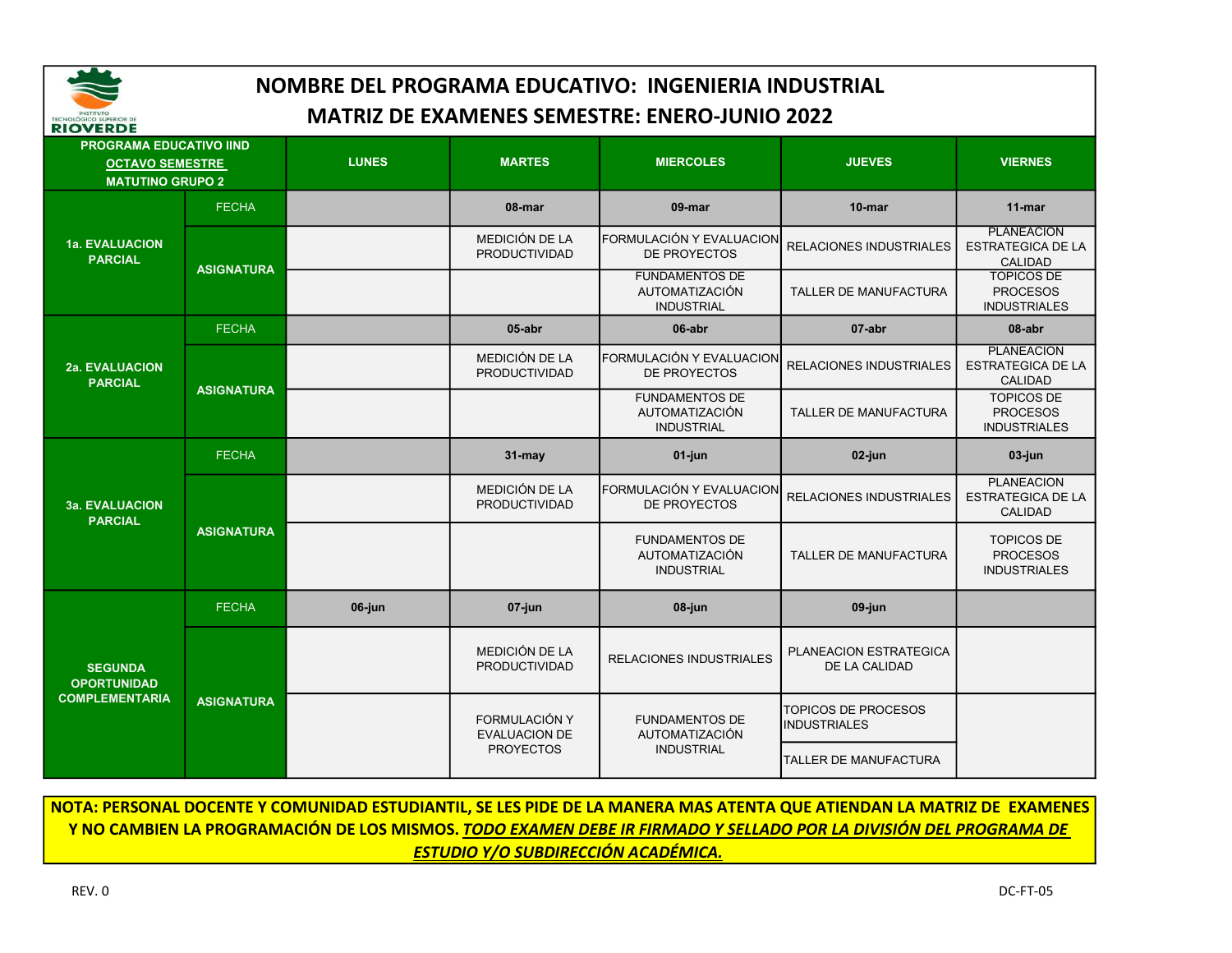# NOMBRE DEL PROGRAMA EDUCATIVO: INGENIERIA INDUSTRIAL

## MATRIZ DE EXAMENES SEMESTRE: ENERO-JUNIO 2022

| PROGRAMA EDUCATIVO IIND<br>OCTAVO SEMESTRE<br>MATUTINO GRUPO 2 | | LUNES | MARTES | MIERCOLES | JUEVES | VIERNES |
|---|---|---|---|---|---|---|
| 1a. EVALUACION PARCIAL | FECHA | | 08-mar | 09-mar | 10-mar | 11-mar |
| | ASIGNATURA | | MEDICIÓN DE LA PRODUCTIVIDAD | FORMULACIÓN Y EVALUACION DE PROYECTOS | RELACIONES INDUSTRIALES | PLANEACION ESTRATEGICA DE LA CALIDAD |
| | | | | FUNDAMENTOS DE AUTOMATIZACIÓN INDUSTRIAL | TALLER DE MANUFACTURA | TOPICOS DE PROCESOS INDUSTRIALES |
| 2a. EVALUACION PARCIAL | FECHA | | 05-abr | 06-abr | 07-abr | 08-abr |
| | ASIGNATURA | | MEDICIÓN DE LA PRODUCTIVIDAD | FORMULACIÓN Y EVALUACION DE PROYECTOS | RELACIONES INDUSTRIALES | PLANEACION ESTRATEGICA DE LA CALIDAD |
| | | | | FUNDAMENTOS DE AUTOMATIZACIÓN INDUSTRIAL | TALLER DE MANUFACTURA | TOPICOS DE PROCESOS INDUSTRIALES |
| 3a. EVALUACION PARCIAL | FECHA | | 31-may | 01-jun | 02-jun | 03-jun |
| | ASIGNATURA | | MEDICIÓN DE LA PRODUCTIVIDAD | FORMULACIÓN Y EVALUACION DE PROYECTOS | RELACIONES INDUSTRIALES | PLANEACION ESTRATEGICA DE LA CALIDAD |
| | | | | FUNDAMENTOS DE AUTOMATIZACIÓN INDUSTRIAL | TALLER DE MANUFACTURA | TOPICOS DE PROCESOS INDUSTRIALES |
| SEGUNDA OPORTUNIDAD COMPLEMENTARIA | FECHA | 06-jun | 07-jun | 08-jun | 09-jun | |
| | ASIGNATURA | | MEDICIÓN DE LA PRODUCTIVIDAD | RELACIONES INDUSTRIALES | PLANEACION ESTRATEGICA DE LA CALIDAD | |
| | | | FORMULACIÓN Y EVALUACION DE PROYECTOS | FUNDAMENTOS DE AUTOMATIZACIÓN INDUSTRIAL | TOPICOS DE PROCESOS INDUSTRIALES | |
| | | | | | TALLER DE MANUFACTURA | |

**NOTA: PERSONAL DOCENTE Y COMUNIDAD ESTUDIANTIL, SE LES PIDE DE LA MANERA MAS ATENTA QUE ATIENDAN LA MATRIZ DE EXAMENES Y NO CAMBIEN LA PROGRAMACIÓN DE LOS MISMOS. *TODO EXAMEN DEBE IR FIRMADO Y SELLADO POR LA DIVISIÓN DEL PROGRAMA DE ESTUDIO Y/O SUBDIRECCIÓN ACADÉMICA.***

REV. 0 DC-FT-05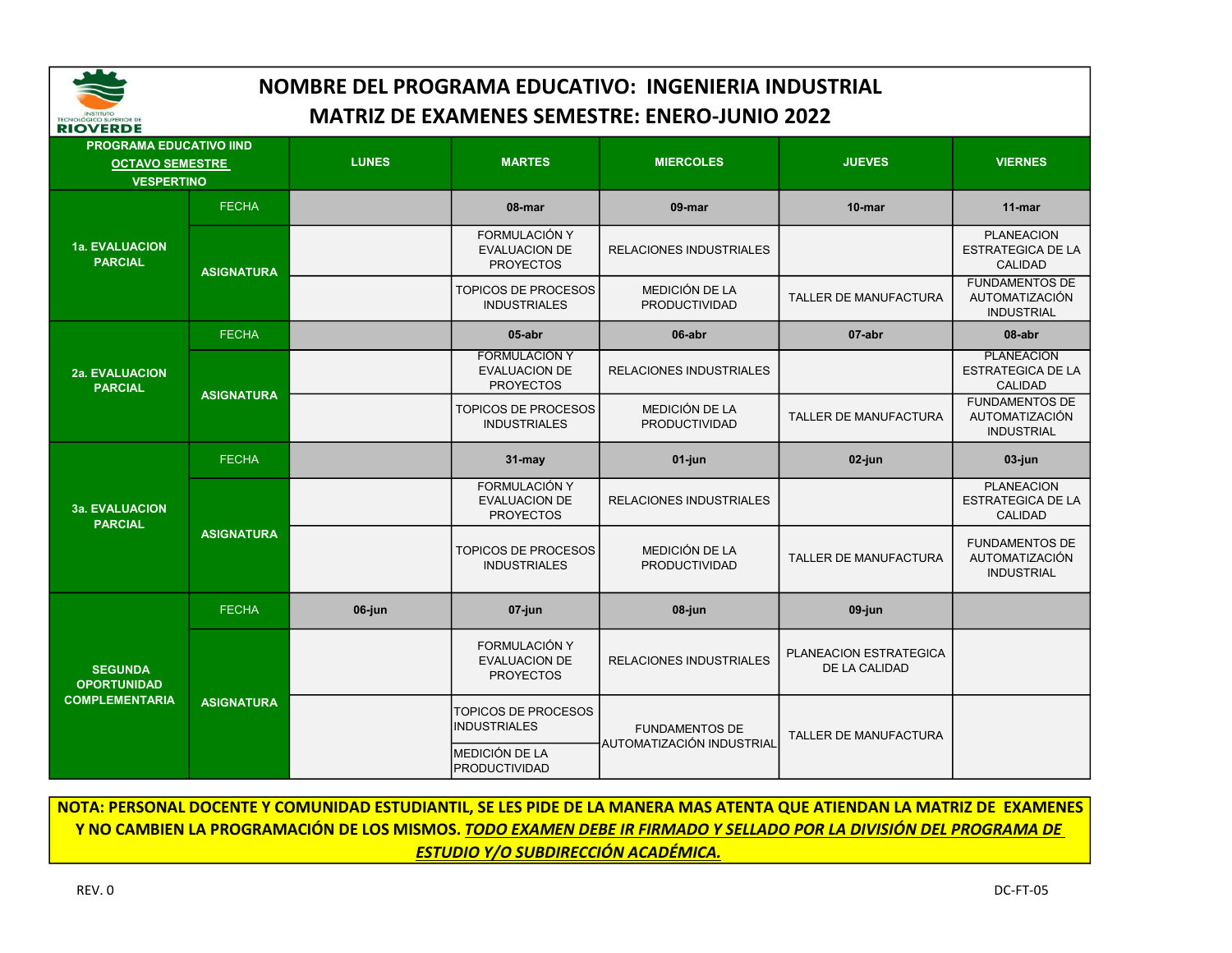# NOMBRE DEL PROGRAMA EDUCATIVO: INGENIERIA INDUSTRIAL
## MATRIZ DE EXAMENES SEMESTRE: ENERO-JUNIO 2022

| PROGRAMA EDUCATIVO IIND OCTAVO SEMESTRE VESPERTINO | | LUNES | MARTES | MIERCOLES | JUEVES | VIERNES |
|---|---|---|---|---|---|---|
| 1a. EVALUACION PARCIAL | FECHA | | 08-mar | 09-mar | 10-mar | 11-mar |
| | ASIGNATURA | | FORMULACIÓN Y EVALUACION DE PROYECTOS | RELACIONES INDUSTRIALES | | PLANEACION ESTRATEGICA DE LA CALIDAD |
| | | | TOPICOS DE PROCESOS INDUSTRIALES | MEDICIÓN DE LA PRODUCTIVIDAD | TALLER DE MANUFACTURA | FUNDAMENTOS DE AUTOMATIZACIÓN INDUSTRIAL |
| 2a. EVALUACION PARCIAL | FECHA | | 05-abr | 06-abr | 07-abr | 08-abr |
| | ASIGNATURA | | FORMULACIÓN Y EVALUACION DE PROYECTOS | RELACIONES INDUSTRIALES | | PLANEACION ESTRATEGICA DE LA CALIDAD |
| | | | TOPICOS DE PROCESOS INDUSTRIALES | MEDICIÓN DE LA PRODUCTIVIDAD | TALLER DE MANUFACTURA | FUNDAMENTOS DE AUTOMATIZACIÓN INDUSTRIAL |
| 3a. EVALUACION PARCIAL | FECHA | | 31-may | 01-jun | 02-jun | 03-jun |
| | ASIGNATURA | | FORMULACIÓN Y EVALUACION DE PROYECTOS | RELACIONES INDUSTRIALES | | PLANEACION ESTRATEGICA DE LA CALIDAD |
| | | | TOPICOS DE PROCESOS INDUSTRIALES | MEDICIÓN DE LA PRODUCTIVIDAD | TALLER DE MANUFACTURA | FUNDAMENTOS DE AUTOMATIZACIÓN INDUSTRIAL |
| SEGUNDA OPORTUNIDAD COMPLEMENTARIA | FECHA | 06-jun | 07-jun | 08-jun | 09-jun | |
| | ASIGNATURA | | FORMULACIÓN Y EVALUACION DE PROYECTOS | RELACIONES INDUSTRIALES | PLANEACION ESTRATEGICA DE LA CALIDAD | |
| | | | TOPICOS DE PROCESOS INDUSTRIALES / MEDICIÓN DE LA PRODUCTIVIDAD | FUNDAMENTOS DE AUTOMATIZACIÓN INDUSTRIAL | TALLER DE MANUFACTURA | |

**NOTA: PERSONAL DOCENTE Y COMUNIDAD ESTUDIANTIL, SE LES PIDE DE LA MANERA MAS ATENTA QUE ATIENDAN LA MATRIZ DE EXAMENES Y NO CAMBIEN LA PROGRAMACIÓN DE LOS MISMOS. *TODO EXAMEN DEBE IR FIRMADO Y SELLADO POR LA DIVISIÓN DEL PROGRAMA DE ESTUDIO Y/O SUBDIRECCIÓN ACADÉMICA.***

REV. 0

DC-FT-05